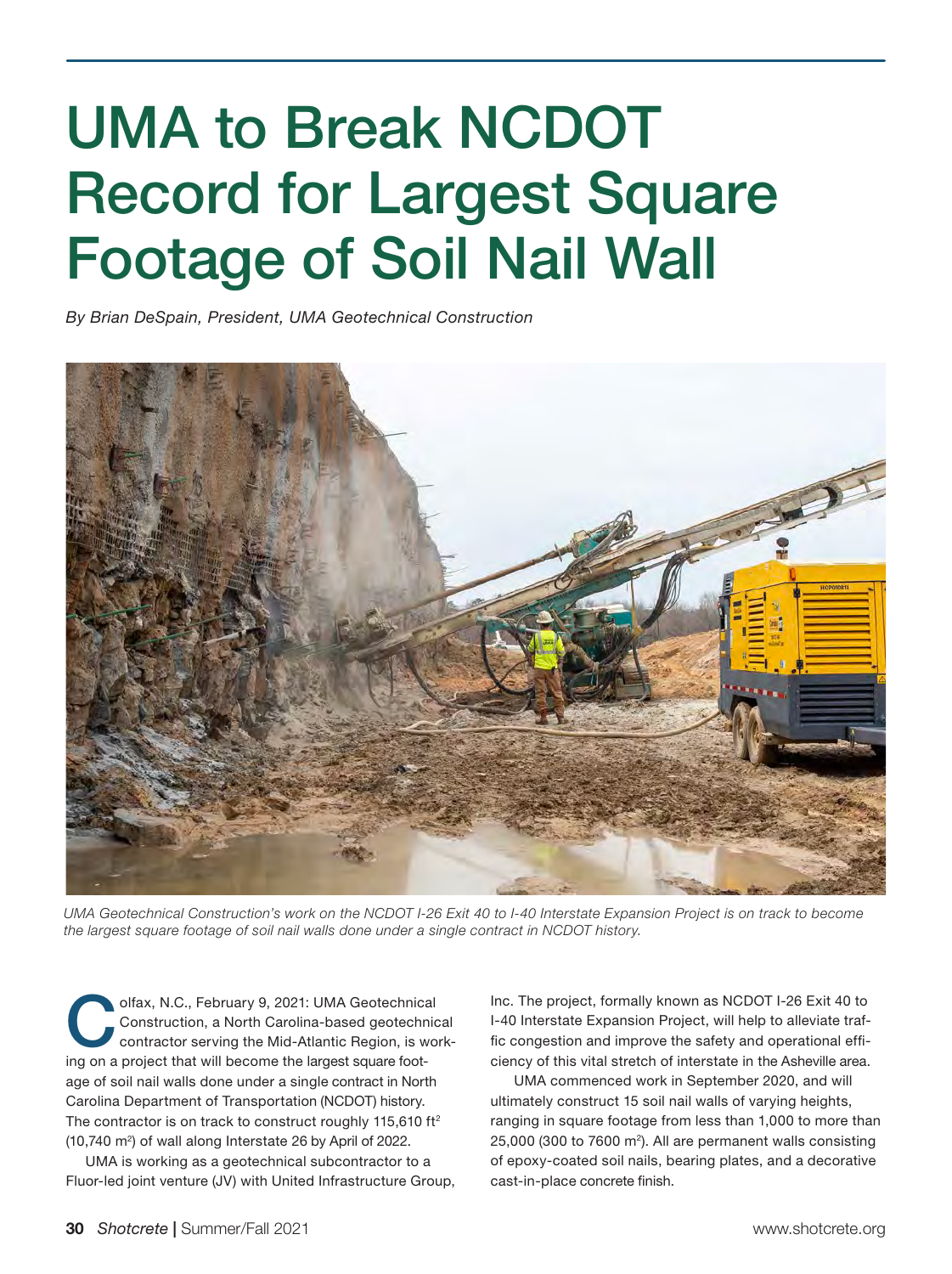# UMA to Break NCDOT Record for Largest Square Footage of Soil Nail Wall

*By Brian DeSpain, President, UMA Geotechnical Construction*

*UMA Geotechnical Construction's work on the NCDOT I-26 Exit 40 to I-40 Interstate Expansion Project is on track to become the largest square footage of soil nail walls done under a single contract in NCDOT history.*

Colfax, N.C., February 9, 2021: UMA Geotechnical Construction, a North Carolina-based geotechnical contractor serving the Mid-Atlantic Region, is working on a project that will become the largest square footage of soil nail walls done under a single contract in North Carolina Department of Transportation (NCDOT) history. The contractor is on track to construct roughly 115,610 $ft^2$ (10,740 $m^2$) of wall along Interstate 26 by April of 2022.

UMA is working as a geotechnical subcontractor to a Fluor-led joint venture (JV) with United Infrastructure Group, Inc. The project, formally known as NCDOT I-26 Exit 40 to I-40 Interstate Expansion Project, will help to alleviate traffic congestion and improve the safety and operational efficiency of this vital stretch of interstate in the Asheville area.

UMA commenced work in September 2020, and will ultimately construct 15 soil nail walls of varying heights, ranging in square footage from less than 1,000 to more than 25,000 (300 to 7600 $m^2$). All are permanent walls consisting of epoxy-coated soil nails, bearing plates, and a decorative cast-in-place concrete finish.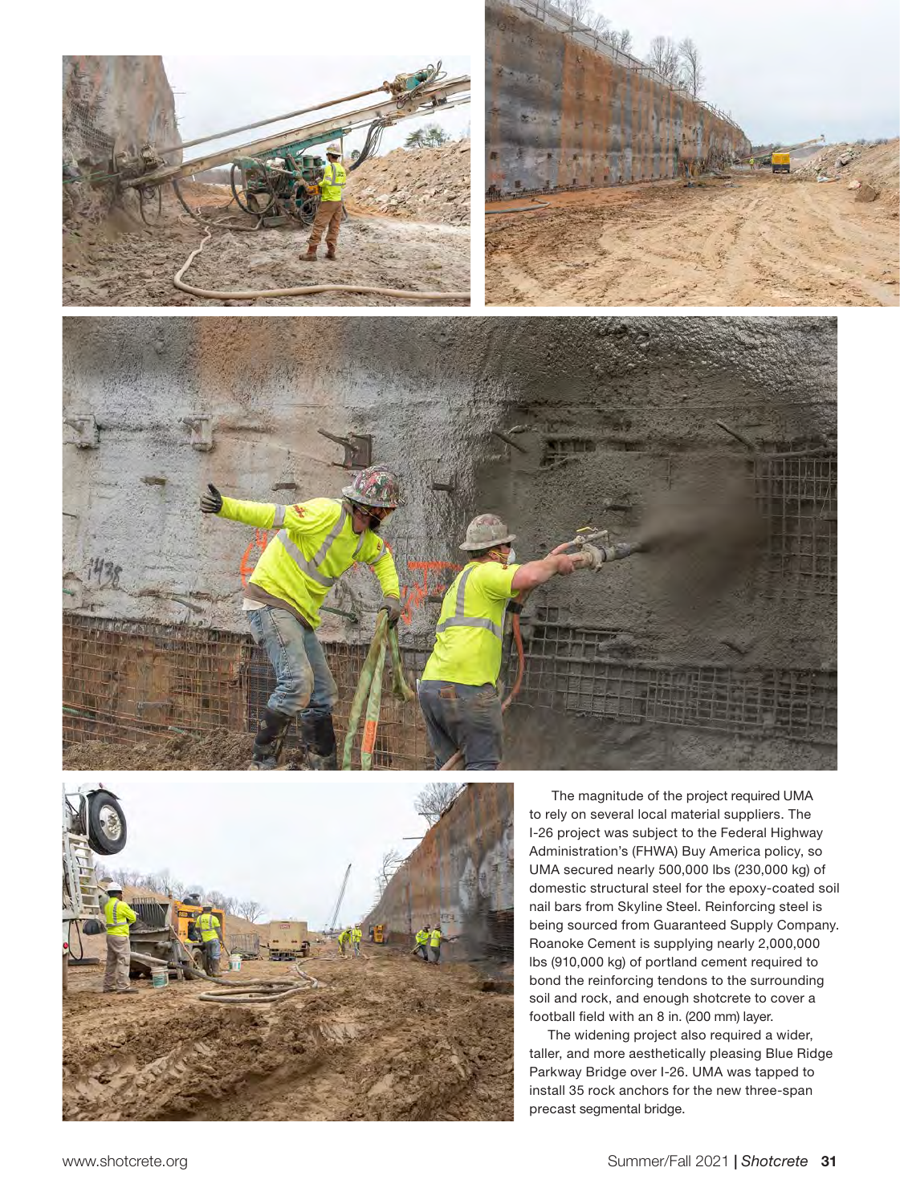The magnitude of the project required UMA to rely on several local material suppliers. The I-26 project was subject to the Federal Highway Administration's (FHWA) Buy America policy, so UMA secured nearly 500,000 lbs (230,000 kg) of domestic structural steel for the epoxy-coated soil nail bars from Skyline Steel. Reinforcing steel is being sourced from Guaranteed Supply Company. Roanoke Cement is supplying nearly 2,000,000 lbs (910,000 kg) of portland cement required to bond the reinforcing tendons to the surrounding soil and rock, and enough shotcrete to cover a football field with an 8 in. (200 mm) layer.

The widening project also required a wider, taller, and more aesthetically pleasing Blue Ridge Parkway Bridge over I-26. UMA was tapped to install 35 rock anchors for the new three-span precast segmental bridge.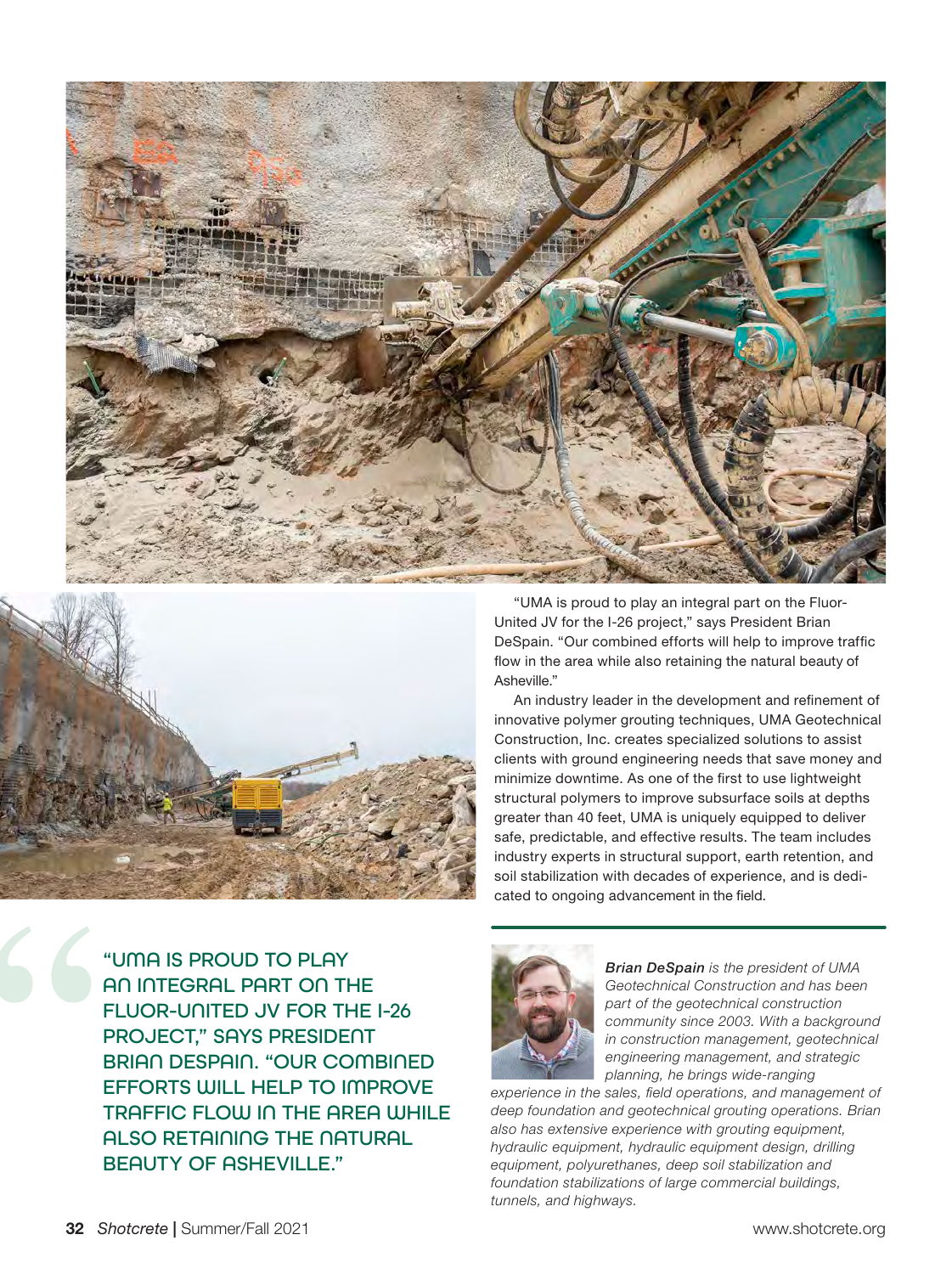"UMA is proud to play an integral part on the Fluor-United JV for the I-26 project," says President Brian DeSpain. "Our combined efforts will help to improve traffic flow in the area while also retaining the natural beauty of Asheville."

An industry leader in the development and refinement of innovative polymer grouting techniques, UMA Geotechnical Construction, Inc. creates specialized solutions to assist clients with ground engineering needs that save money and minimize downtime. As one of the first to use lightweight structural polymers to improve subsurface soils at depths greater than 40 feet, UMA is uniquely equipped to deliver safe, predictable, and effective results. The team includes industry experts in structural support, earth retention, and soil stabilization with decades of experience, and is dedicated to ongoing advancement in the field.

> "UMA IS PROUD TO PLAY AN INTEGRAL PART ON THE FLUOR-UNITED JV FOR THE I-26 PROJECT," SAYS PRESIDENT BRIAN DESPAIN. "OUR COMBINED EFFORTS WILL HELP TO IMPROVE TRAFFIC FLOW IN THE AREA WHILE ALSO RETAINING THE NATURAL BEAUTY OF ASHEVILLE."

***Brian DeSpain** is the president of UMA Geotechnical Construction and has been part of the geotechnical construction community since 2003. With a background in construction management, geotechnical engineering management, and strategic planning, he brings wide-ranging experience in the sales, field operations, and management of deep foundation and geotechnical grouting operations. Brian also has extensive experience with grouting equipment, hydraulic equipment, hydraulic equipment design, drilling equipment, polyurethanes, deep soil stabilization and foundation stabilizations of large commercial buildings, tunnels, and highways.*